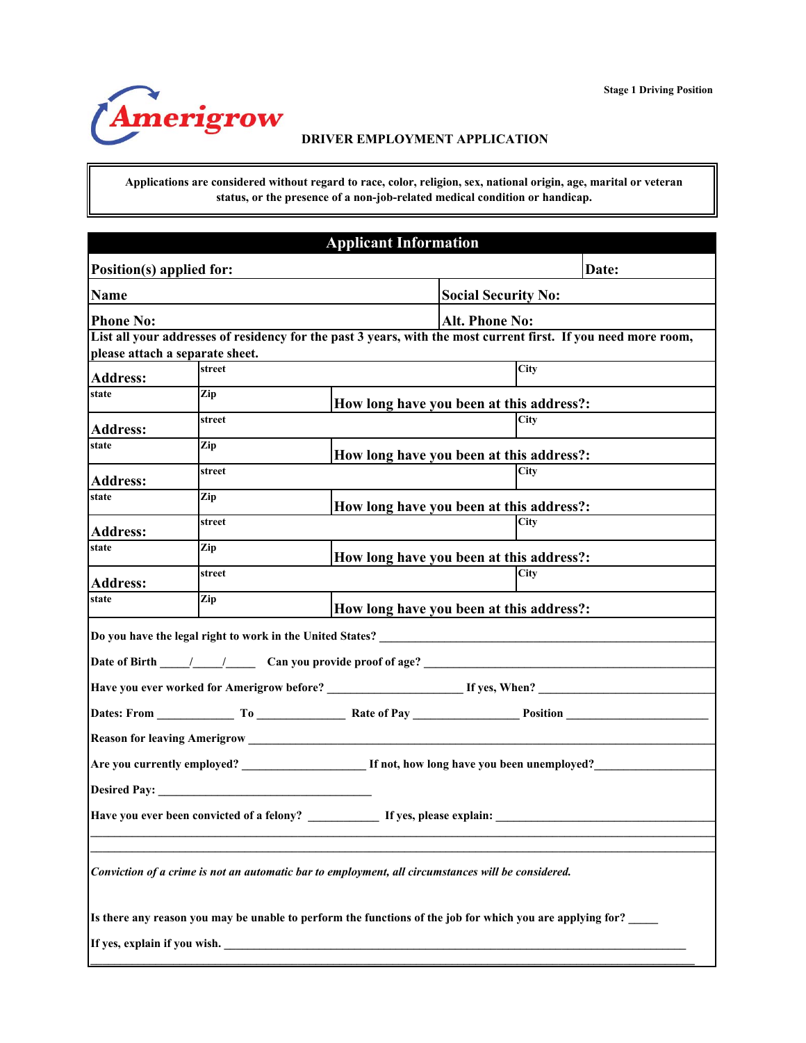Stage 1 Driving Position

**Amerigrow**

# DRIVER EMPLOYMENT APPLICATION

**Applications are considered without regard to race, color, religion, sex, national origin, age, marital or veteran status, or the presence of a non-job-related medical condition or handicap.**

## Applicant Information

| Position(s) applied for: | | | Date: |
|---|---|---|---|
| Name | | Social Security No: | |
| Phone No: | | Alt. Phone No: | |

**List all your addresses of residency for the past 3 years, with the most current first. If you need more room, please attach a separate sheet.**

| | | | |
|---|---|---|---|
| **Address:** | street | | City |
| state | Zip | How long have you been at this address?: | |
| **Address:** | street | | City |
| state | Zip | How long have you been at this address?: | |
| **Address:** | street | | City |
| state | Zip | How long have you been at this address?: | |
| **Address:** | street | | City |
| state | Zip | How long have you been at this address?: | |
| **Address:** | street | | City |
| state | Zip | How long have you been at this address?: | |

**Do you have the legal right to work in the United States?** ____________________

**Date of Birth** _____/_____/_____ **Can you provide proof of age?** ____________________

**Have you ever worked for Amerigrow before?** ____________________ **If yes, When?** ____________________

**Dates: From** ____________ **To** ____________ **Rate of Pay** ____________ **Position** ____________

**Reason for leaving Amerigrow** ____________________

**Are you currently employed?** ____________________ **If not, how long have you been unemployed?** ____________________

**Desired Pay:** ____________________

**Have you ever been convicted of a felony?** ___________ **If yes, please explain:** ____________________

____________________________________________________________

____________________________________________________________

***Conviction of a crime is not an automatic bar to employment, all circumstances will be considered.***

**Is there any reason you may be unable to perform the functions of the job for which you are applying for?** _____

**If yes, explain if you wish.** ____________________

____________________________________________________________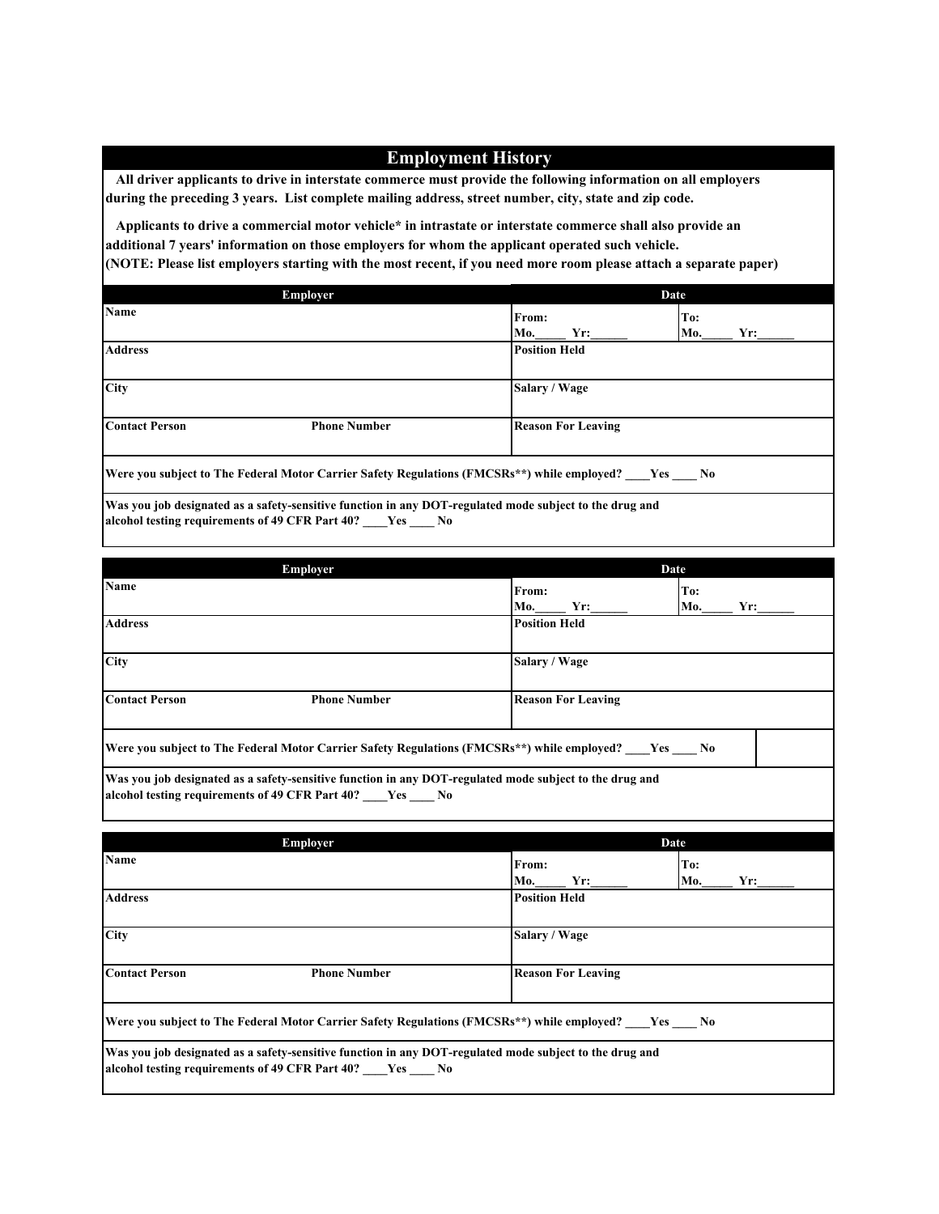## Employment History

All driver applicants to drive in interstate commerce must provide the following information on all employers during the preceding 3 years. List complete mailing address, street number, city, state and zip code.

Applicants to drive a commercial motor vehicle* in intrastate or interstate commerce shall also provide an additional 7 years' information on those employers for whom the applicant operated such vehicle.

(NOTE: Please list employers starting with the most recent, if you need more room please attach a separate paper)

| Employer | | Date | |
|---|---|---|---|
| Name | | From: Mo.\_\_\_\_\_ Yr:\_\_\_\_\_\_ | To: Mo.\_\_\_\_\_ Yr:\_\_\_\_\_\_ |
| Address | | Position Held | |
| City | | Salary / Wage | |
| Contact Person | Phone Number | Reason For Leaving | |
| Were you subject to The Federal Motor Carrier Safety Regulations (FMCSRs**) while employed? \_\_\_\_Yes \_\_\_\_ No | | | |
| Was you job designated as a safety-sensitive function in any DOT-regulated mode subject to the drug and alcohol testing requirements of 49 CFR Part 40? \_\_\_\_Yes \_\_\_\_ No | | | |

| Employer | | Date | |
|---|---|---|---|
| Name | | From: Mo.\_\_\_\_\_ Yr:\_\_\_\_\_\_ | To: Mo.\_\_\_\_\_ Yr:\_\_\_\_\_\_ |
| Address | | Position Held | |
| City | | Salary / Wage | |
| Contact Person | Phone Number | Reason For Leaving | |
| Were you subject to The Federal Motor Carrier Safety Regulations (FMCSRs**) while employed? \_\_\_\_Yes \_\_\_\_ No | | | |
| Was you job designated as a safety-sensitive function in any DOT-regulated mode subject to the drug and alcohol testing requirements of 49 CFR Part 40? \_\_\_\_Yes \_\_\_\_ No | | | |

| Employer | | Date | |
|---|---|---|---|
| Name | | From: Mo.\_\_\_\_\_ Yr:\_\_\_\_\_\_ | To: Mo.\_\_\_\_\_ Yr:\_\_\_\_\_\_ |
| Address | | Position Held | |
| City | | Salary / Wage | |
| Contact Person | Phone Number | Reason For Leaving | |
| Were you subject to The Federal Motor Carrier Safety Regulations (FMCSRs**) while employed? \_\_\_\_Yes \_\_\_\_ No | | | |
| Was you job designated as a safety-sensitive function in any DOT-regulated mode subject to the drug and alcohol testing requirements of 49 CFR Part 40? \_\_\_\_Yes \_\_\_\_ No | | | |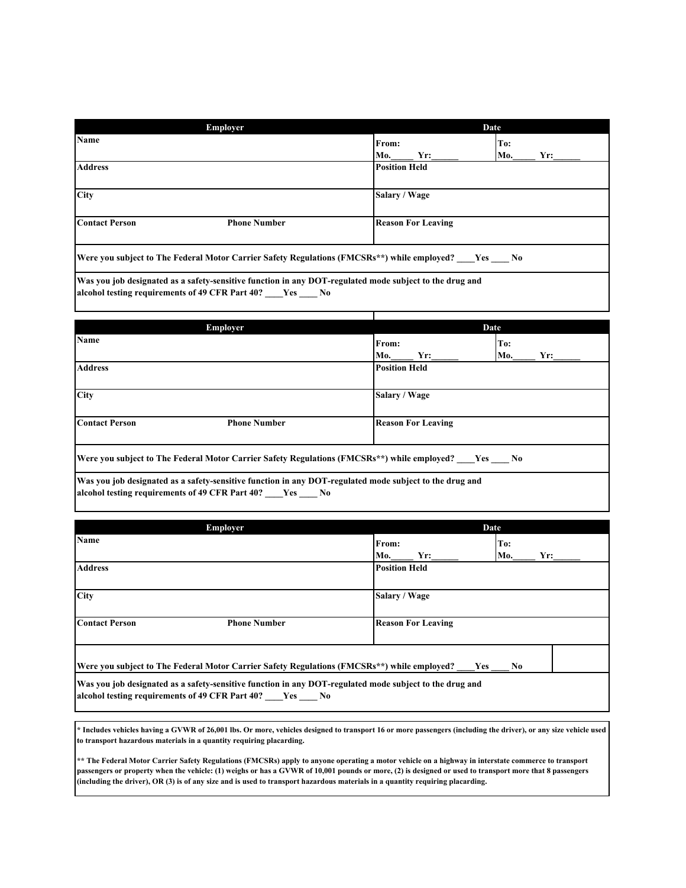| Employer | | Date | |
|---|---|---|---|
| Name | | From: Mo.\_\_\_\_\_ Yr:\_\_\_\_\_\_ | To: Mo.\_\_\_\_\_ Yr:\_\_\_\_\_\_ |
| Address | | Position Held | |
| City | | Salary / Wage | |
| Contact Person | Phone Number | Reason For Leaving | |
| Were you subject to The Federal Motor Carrier Safety Regulations (FMCSRs**) while employed? \_\_\_\_Yes \_\_\_\_ No | | | |
| Was you job designated as a safety-sensitive function in any DOT-regulated mode subject to the drug and alcohol testing requirements of 49 CFR Part 40? \_\_\_\_Yes \_\_\_\_ No | | | |

| Employer | | Date | |
|---|---|---|---|
| Name | | From: Mo.\_\_\_\_\_ Yr:\_\_\_\_\_\_ | To: Mo.\_\_\_\_\_ Yr:\_\_\_\_\_\_ |
| Address | | Position Held | |
| City | | Salary / Wage | |
| Contact Person | Phone Number | Reason For Leaving | |
| Were you subject to The Federal Motor Carrier Safety Regulations (FMCSRs**) while employed? \_\_\_\_Yes \_\_\_\_ No | | | |
| Was you job designated as a safety-sensitive function in any DOT-regulated mode subject to the drug and alcohol testing requirements of 49 CFR Part 40? \_\_\_\_Yes \_\_\_\_ No | | | |

| Employer | | Date | |
|---|---|---|---|
| Name | | From: Mo.\_\_\_\_\_ Yr:\_\_\_\_\_\_ | To: Mo.\_\_\_\_\_ Yr:\_\_\_\_\_\_ |
| Address | | Position Held | |
| City | | Salary / Wage | |
| Contact Person | Phone Number | Reason For Leaving | |
| Were you subject to The Federal Motor Carrier Safety Regulations (FMCSRs**) while employed? \_\_\_\_Yes \_\_\_\_ No | | | |
| Was you job designated as a safety-sensitive function in any DOT-regulated mode subject to the drug and alcohol testing requirements of 49 CFR Part 40? \_\_\_\_Yes \_\_\_\_ No | | | |

**\* Includes vehicles having a GVWR of 26,001 lbs. Or more, vehicles designed to transport 16 or more passengers (including the driver), or any size vehicle used to transport hazardous materials in a quantity requiring placarding.**

**\*\* The Federal Motor Carrier Safety Regulations (FMCSRs) apply to anyone operating a motor vehicle on a highway in interstate commerce to transport passengers or property when the vehicle: (1) weighs or has a GVWR of 10,001 pounds or more, (2) is designed or used to transport more that 8 passengers (including the driver), OR (3) is of any size and is used to transport hazardous materials in a quantity requiring placarding.**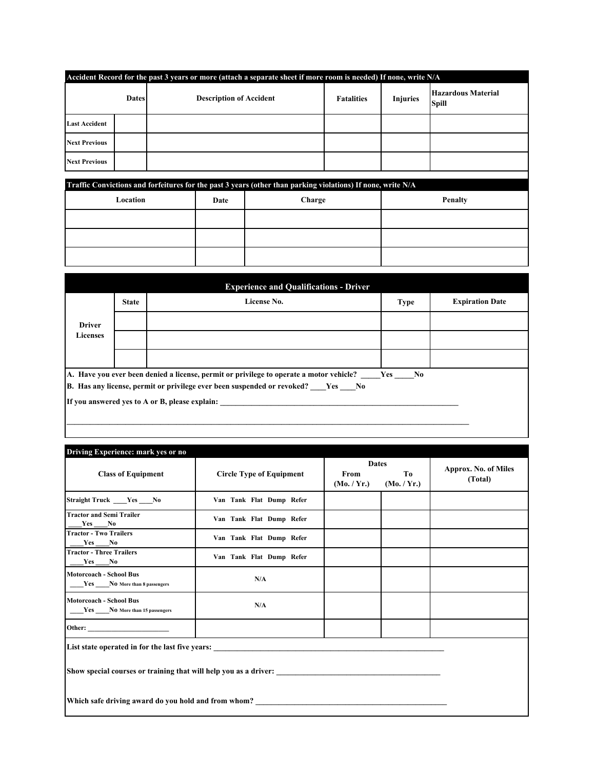| Accident Record for the past 3 years or more (attach a separate sheet if more room is needed) If none, write N/A | | | | | |
|---|---|---|---|---|---|
| | Dates | Description of Accident | Fatalities | Injuries | Hazardous Material Spill |
| Last Accident | | | | | |
| Next Previous | | | | | |
| Next Previous | | | | | |

| Traffic Convictions and forfeitures for the past 3 years (other than parking violations) If none, write N/A | | | |
|---|---|---|---|
| Location | Date | Charge | Penalty |
| | | | |
| | | | |
| | | | |

## Experience and Qualifications - Driver

| | State | License No. | Type | Expiration Date |
|---|---|---|---|---|
| Driver Licenses | | | | |
| | | | | |
| | | | | |

A. Have you ever been denied a license, permit or privilege to operate a motor vehicle? _____Yes _____No

B. Has any license, permit or privilege ever been suspended or revoked? ____Yes ____No

If you answered yes to A or B, please explain: ____________________________________________________________

______________________________________________________________________________________________________

| Driving Experience: mark yes or no | | | | |
|---|---|---|---|---|
| Class of Equipment | Circle Type of Equipment | Dates From (Mo. / Yr.) | Dates To (Mo. / Yr.) | Approx. No. of Miles (Total) |
| Straight Truck ____Yes ____No | Van Tank Flat Dump Refer | | | |
| Tractor and Semi Trailer ____Yes ____No | Van Tank Flat Dump Refer | | | |
| Tractor - Two Trailers ____Yes ____No | Van Tank Flat Dump Refer | | | |
| Tractor - Three Trailers ____Yes ____No | Van Tank Flat Dump Refer | | | |
| Motorcoach - School Bus ____Yes ____No More than 8 passengers | N/A | | | |
| Motorcoach - School Bus ____Yes ____No More than 15 passengers | N/A | | | |
| Other: _______________________ | | | | |

List state operated in for the last five years: ____________________________________________________________

Show special courses or training that will help you as a driver: __________________________________________

Which safe driving award do you hold and from whom? _________________________________________________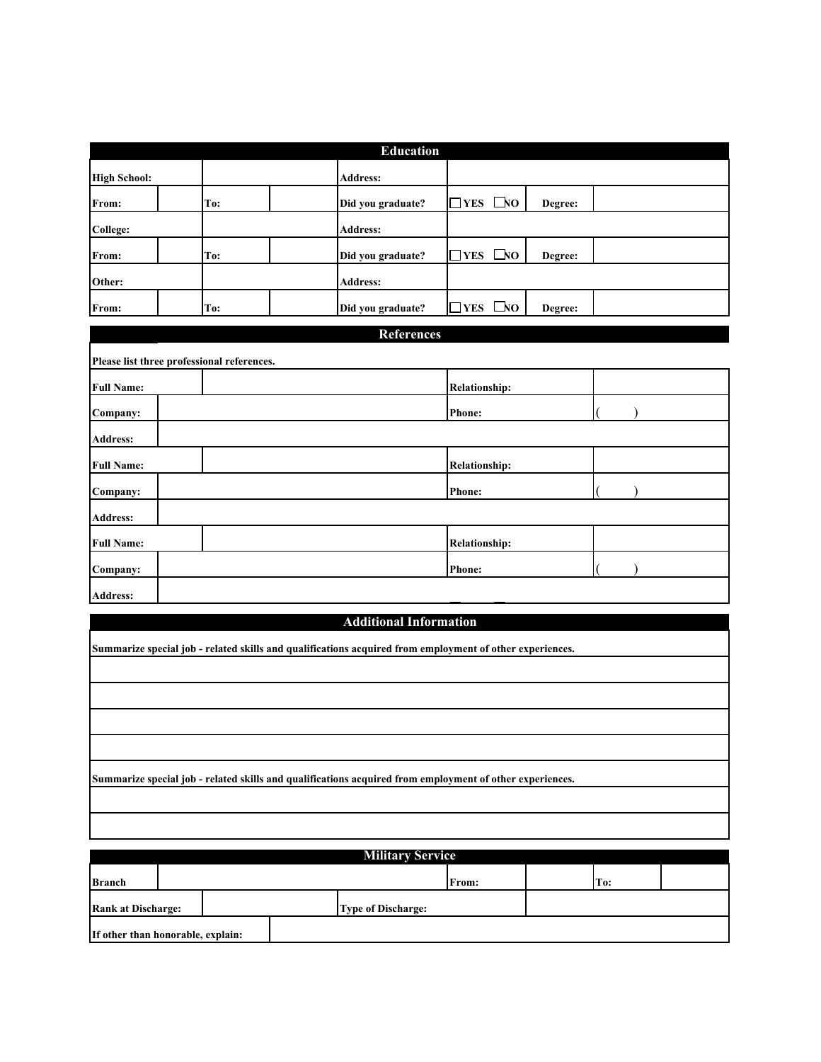## Education

| | | | | | | | |
|---|---|---|---|---|---|---|---|
| **High School:** | | | **Address:** | | | | |
| **From:** | | **To:** | | **Did you graduate?** | ☐ **YES** ☐ **NO** | **Degree:** | |
| **College:** | | | **Address:** | | | | |
| **From:** | | **To:** | | **Did you graduate?** | ☐ **YES** ☐ **NO** | **Degree:** | |
| **Other:** | | | **Address:** | | | | |
| **From:** | | **To:** | | **Did you graduate?** | ☐ **YES** ☐ **NO** | **Degree:** | |

## References

**Please list three professional references.**

| | | | |
|---|---|---|---|
| **Full Name:** | | **Relationship:** | |
| **Company:** | | **Phone:** | (    ) |
| **Address:** | | | |
| **Full Name:** | | **Relationship:** | |
| **Company:** | | **Phone:** | (    ) |
| **Address:** | | | |
| **Full Name:** | | **Relationship:** | |
| **Company:** | | **Phone:** | (    ) |
| **Address:** | | | |

## Additional Information

**Summarize special job - related skills and qualifications acquired from employment of other experiences.**

| |
|---|
| |
| |
| |
| |

**Summarize special job - related skills and qualifications acquired from employment of other experiences.**

| |
|---|
| |
| |

## Military Service

| | | | | | |
|---|---|---|---|---|---|
| **Branch** | | **From:** | | **To:** | |
| **Rank at Discharge:** | | **Type of Discharge:** | | | |
| **If other than honorable, explain:** | | | | | |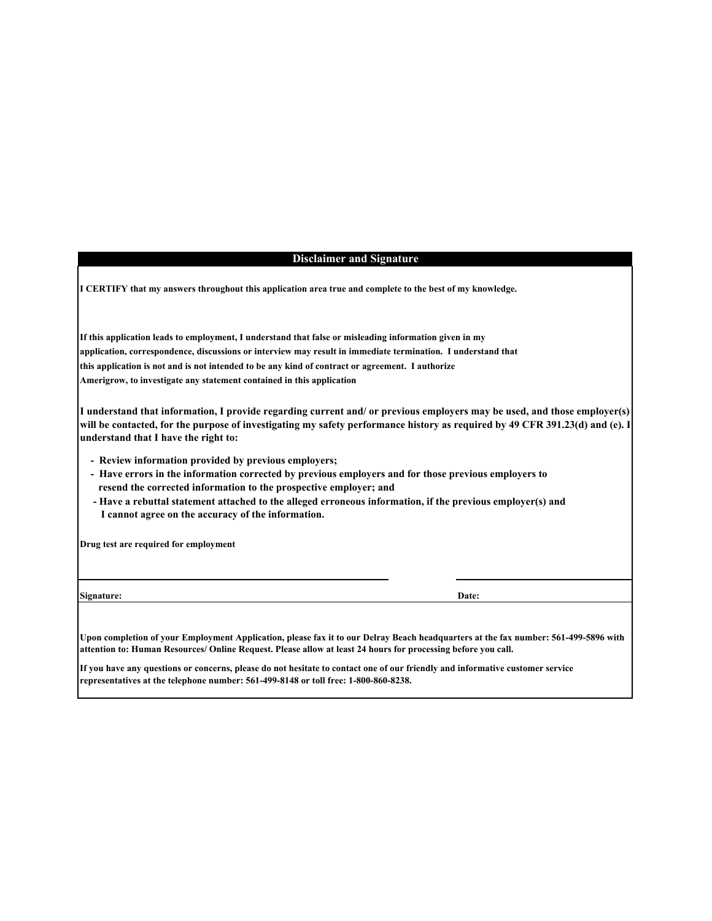## Disclaimer and Signature

**I CERTIFY that my answers throughout this application area true and complete to the best of my knowledge.**

**If this application leads to employment, I understand that false or misleading information given in my application, correspondence, discussions or interview may result in immediate termination. I understand that this application is not and is not intended to be any kind of contract or agreement. I authorize Amerigrow, to investigate any statement contained in this application**

**I understand that information, I provide regarding current and/ or previous employers may be used, and those employer(s) will be contacted, for the purpose of investigating my safety performance history as required by 49 CFR 391.23(d) and (e). I understand that I have the right to:**

- **Review information provided by previous employers;**
- **Have errors in the information corrected by previous employers and for those previous employers to resend the corrected information to the prospective employer; and**
- **Have a rebuttal statement attached to the alleged erroneous information, if the previous employer(s) and I cannot agree on the accuracy of the information.**

**Drug test are required for employment**

**Signature:** ______________________________ **Date:** ______________

**Upon completion of your Employment Application, please fax it to our Delray Beach headquarters at the fax number: 561-499-5896 with attention to: Human Resources/ Online Request. Please allow at least 24 hours for processing before you call.**

**If you have any questions or concerns, please do not hesitate to contact one of our friendly and informative customer service representatives at the telephone number: 561-499-8148 or toll free: 1-800-860-8238.**